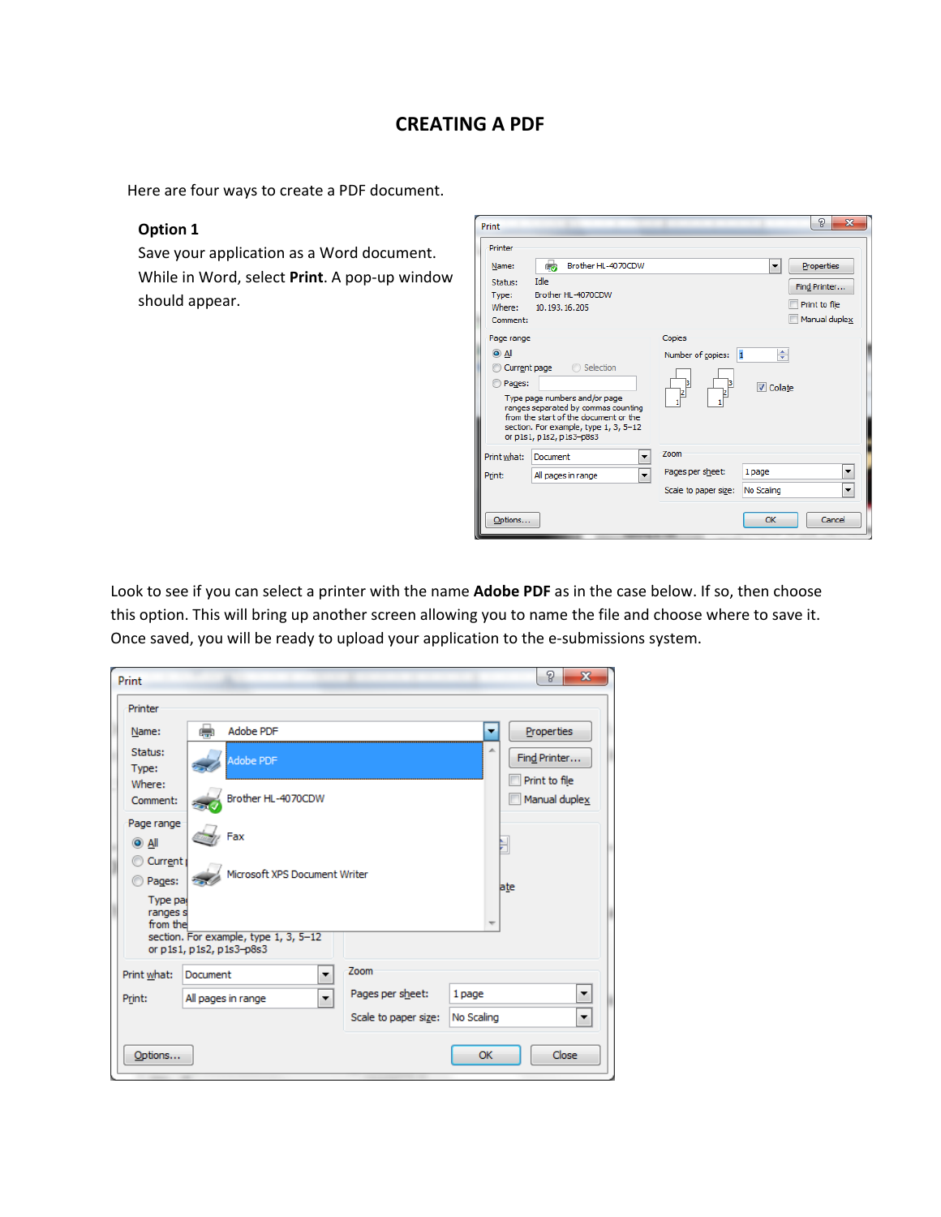# CREATING A PDF

Here are four ways to create a PDF document.

### Option 1

Save your application as a Word document. While in Word, select **Print**. A pop-up window should appear.

Look to see if you can select a printer with the name **Adobe PDF** as in the case below. If so, then choose this option. This will bring up another screen allowing you to name the file and choose where to save it. Once saved, you will be ready to upload your application to the e-submissions system.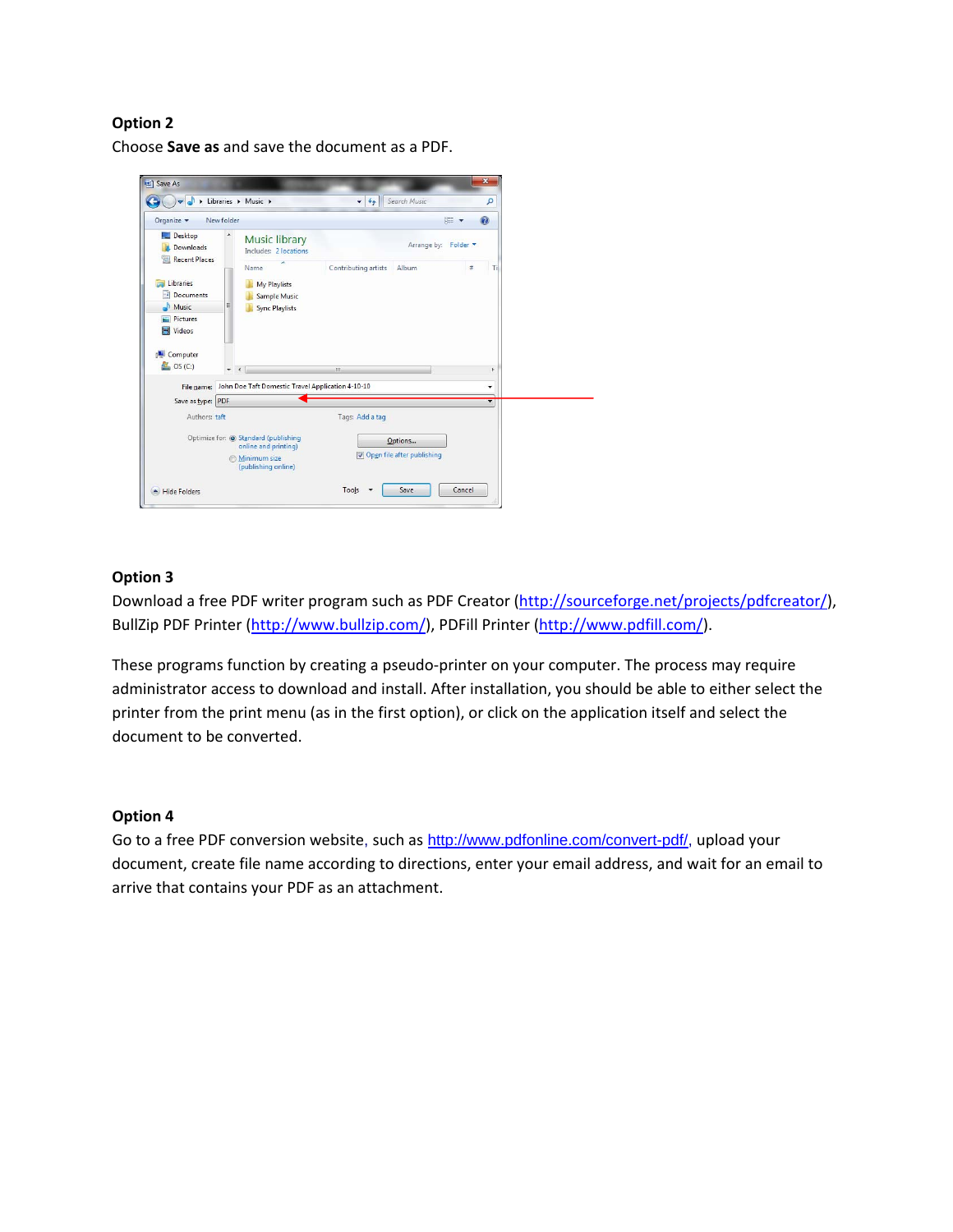**Option 2**

Choose **Save as** and save the document as a PDF.

**Option 3**

Download a free PDF writer program such as PDF Creator (http://sourceforge.net/projects/pdfcreator/), BullZip PDF Printer (http://www.bullzip.com/), PDFill Printer (http://www.pdfill.com/).

These programs function by creating a pseudo-printer on your computer. The process may require administrator access to download and install. After installation, you should be able to either select the printer from the print menu (as in the first option), or click on the application itself and select the document to be converted.

**Option 4**

Go to a free PDF conversion website, such as http://www.pdfonline.com/convert-pdf/, upload your document, create file name according to directions, enter your email address, and wait for an email to arrive that contains your PDF as an attachment.